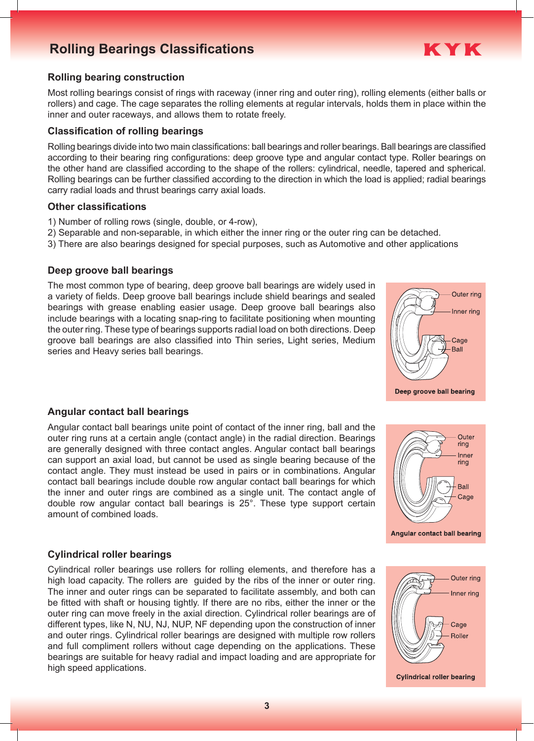# Rolling Bearings Classifications

KYK

## Rolling bearing construction

Most rolling bearings consist of rings with raceway (inner ring and outer ring), rolling elements (either balls or rollers) and cage. The cage separates the rolling elements at regular intervals, holds them in place within the inner and outer raceways, and allows them to rotate freely.

## Classification of rolling bearings

Rolling bearings divide into two main classifications: ball bearings and roller bearings. Ball bearings are classified according to their bearing ring configurations: deep groove type and angular contact type. Roller bearings on the other hand are classified according to the shape of the rollers: cylindrical, needle, tapered and spherical. Rolling bearings can be further classified according to the direction in which the load is applied; radial bearings carry radial loads and thrust bearings carry axial loads.

## Other classifications

1) Number of rolling rows (single, double, or 4-row),
2) Separable and non-separable, in which either the inner ring or the outer ring can be detached.
3) There are also bearings designed for special purposes, such as Automotive and other applications

## Deep groove ball bearings

The most common type of bearing, deep groove ball bearings are widely used in a variety of fields. Deep groove ball bearings include shield bearings and sealed bearings with grease enabling easier usage. Deep groove ball bearings also include bearings with a locating snap-ring to facilitate positioning when mounting the outer ring. These type of bearings supports radial load on both directions. Deep groove ball bearings are also classified into Thin series, Light series, Medium series and Heavy series ball bearings.

Outer ring
Inner ring
Cage
Ball

Deep groove ball bearing

## Angular contact ball bearings

Angular contact ball bearings unite point of contact of the inner ring, ball and the outer ring runs at a certain angle (contact angle) in the radial direction. Bearings are generally designed with three contact angles. Angular contact ball bearings can support an axial load, but cannot be used as single bearing because of the contact angle. They must instead be used in pairs or in combinations. Angular contact ball bearings include double row angular contact ball bearings for which the inner and outer rings are combined as a single unit. The contact angle of double row angular contact ball bearings is 25°. These type support certain amount of combined loads.

Outer ring
Inner ring
Ball
Cage

Angular contact ball bearing

## Cylindrical roller bearings

Cylindrical roller bearings use rollers for rolling elements, and therefore has a high load capacity. The rollers are guided by the ribs of the inner or outer ring. The inner and outer rings can be separated to facilitate assembly, and both can be fitted with shaft or housing tightly. If there are no ribs, either the inner or the outer ring can move freely in the axial direction. Cylindrical roller bearings are of different types, like N, NU, NJ, NUP, NF depending upon the construction of inner and outer rings. Cylindrical roller bearings are designed with multiple row rollers and full compliment rollers without cage depending on the applications. These bearings are suitable for heavy radial and impact loading and are appropriate for high speed applications.

Outer ring
Inner ring
Cage
Roller

Cylindrical roller bearing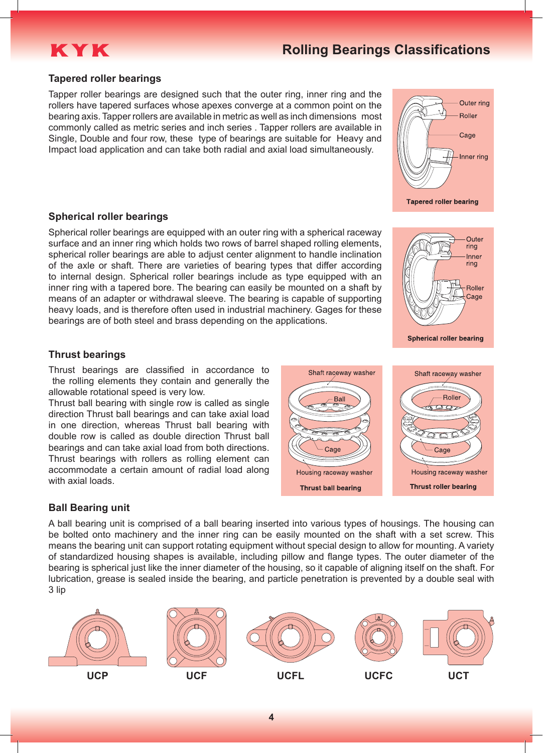## Tapered roller bearings

Tapper roller bearings are designed such that the outer ring, inner ring and the rollers have tapered surfaces whose apexes converge at a common point on the bearing axis. Tapper rollers are available in metric as well as inch dimensions most commonly called as metric series and inch series . Tapper rollers are available in Single, Double and four row, these type of bearings are suitable for Heavy and Impact load application and can take both radial and axial load simultaneously.

Outer ring
Roller
Cage
Inner ring

**Tapered roller bearing**

## Spherical roller bearings

Spherical roller bearings are equipped with an outer ring with a spherical raceway surface and an inner ring which holds two rows of barrel shaped rolling elements, spherical roller bearings are able to adjust center alignment to handle inclination of the axle or shaft. There are varieties of bearing types that differ according to internal design. Spherical roller bearings include as type equipped with an inner ring with a tapered bore. The bearing can easily be mounted on a shaft by means of an adapter or withdrawal sleeve. The bearing is capable of supporting heavy loads, and is therefore often used in industrial machinery. Gages for these bearings are of both steel and brass depending on the applications.

Outer ring
Inner ring
Roller
Cage

**Spherical roller bearing**

## Thrust bearings

Thrust bearings are classified in accordance to the rolling elements they contain and generally the allowable rotational speed is very low.
Thrust ball bearing with single row is called as single direction Thrust ball bearings and can take axial load in one direction, whereas Thrust ball bearing with double row is called as double direction Thrust ball bearings and can take axial load from both directions. Thrust bearings with rollers as rolling element can accommodate a certain amount of radial load along with axial loads.

Shaft raceway washer
Ball
Cage
Housing raceway washer

**Thrust ball bearing**

Shaft raceway washer
Roller
Cage
Housing raceway washer

**Thrust roller bearing**

## Ball Bearing unit

A ball bearing unit is comprised of a ball bearing inserted into various types of housings. The housing can be bolted onto machinery and the inner ring can be easily mounted on the shaft with a set screw. This means the bearing unit can support rotating equipment without special design to allow for mounting. A variety of standardized housing shapes is available, including pillow and flange types. The outer diameter of the bearing is spherical just like the inner diameter of the housing, so it capable of aligning itself on the shaft. For lubrication, grease is sealed inside the bearing, and particle penetration is prevented by a double seal with 3 lip

**UCP** **UCF** **UCFL** **UCFC** **UCT**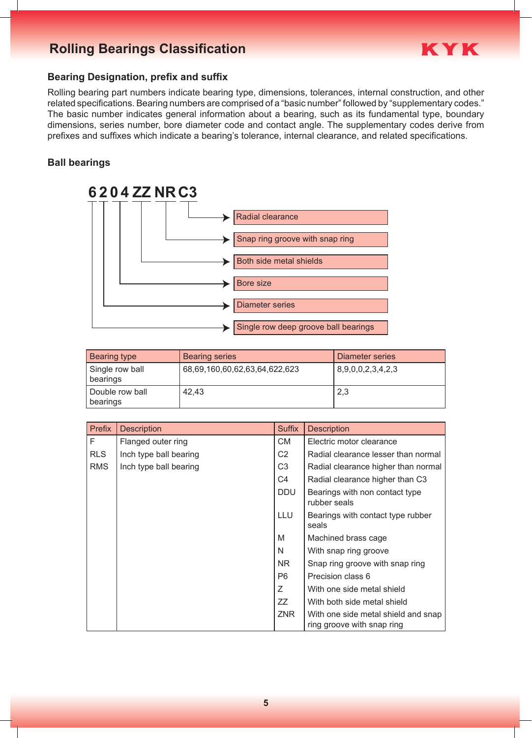## Rolling Bearings Classification

### Bearing Designation, prefix and suffix

Rolling bearing part numbers indicate bearing type, dimensions, tolerances, internal construction, and other related specifications. Bearing numbers are comprised of a "basic number" followed by "supplementary codes." The basic number indicates general information about a bearing, such as its fundamental type, boundary dimensions, series number, bore diameter code and contact angle. The supplementary codes derive from prefixes and suffixes which indicate a bearing's tolerance, internal clearance, and related specifications.

### Ball bearings

**6 2 0 4 ZZ NR C3**

- C3 → Radial clearance
- NR → Snap ring groove with snap ring
- ZZ → Both side metal shields
- 04 → Bore size
- 2 → Diameter series
- 6 → Single row deep groove ball bearings

| Bearing type | Bearing series | Diameter series |
|---|---|---|
| Single row ball bearings | 68,69,160,60,62,63,64,622,623 | 8,9,0,0,2,3,4,2,3 |
| Double row ball bearings | 42,43 | 2,3 |

| Prefix | Description | Suffix | Description |
|---|---|---|---|
| F | Flanged outer ring | CM | Electric motor clearance |
| RLS | Inch type ball bearing | C2 | Radial clearance lesser than normal |
| RMS | Inch type ball bearing | C3 | Radial clearance higher than normal |
| | | C4 | Radial clearance higher than C3 |
| | | DDU | Bearings with non contact type rubber seals |
| | | LLU | Bearings with contact type rubber seals |
| | | M | Machined brass cage |
| | | N | With snap ring groove |
| | | NR | Snap ring groove with snap ring |
| | | P6 | Precision class 6 |
| | | Z | With one side metal shield |
| | | ZZ | With both side metal shield |
| | | ZNR | With one side metal shield and snap ring groove with snap ring |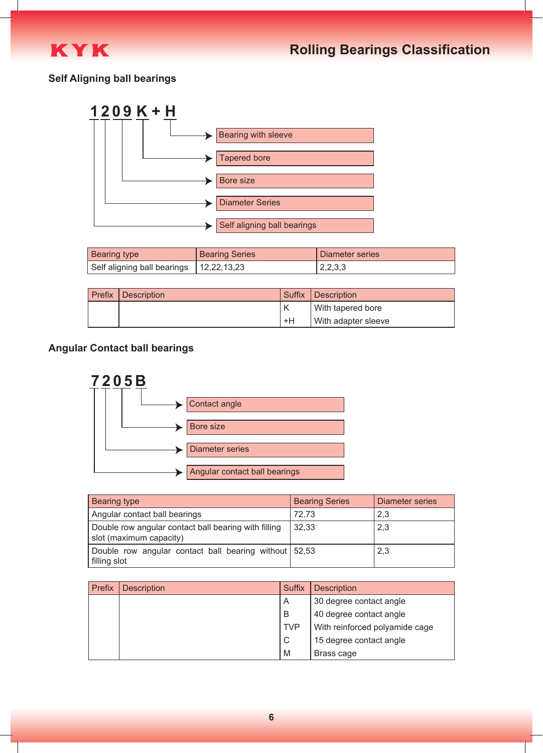## Self Aligning ball bearings

**1 2 0 9 K + H**

- H → Bearing with sleeve
- K → Tapered bore
- 09 → Bore size
- 2 → Diameter Series
- 1 → Self aligning ball bearings

| Bearing type | Bearing Series | Diameter series |
| --- | --- | --- |
| Self aligning ball bearings | 12,22,13,23 | 2,2,3,3 |

| Prefix | Description | Suffix | Description |
| --- | --- | --- | --- |
| | | K | With tapered bore |
| | | +H | With adapter sleeve |

## Angular Contact ball bearings

**7 2 0 5 B**

- B → Contact angle
- 05 → Bore size
- 2 → Diameter series
- 7 → Angular contact ball bearings

| Bearing type | Bearing Series | Diameter series |
| --- | --- | --- |
| Angular contact ball bearings | 72.73 | 2,3 |
| Double row angular contact ball bearing with filling slot (maximum capacity) | 32,33 | 2,3 |
| Double row angular contact ball bearing without filling slot | 52,53 | 2,3 |

| Prefix | Description | Suffix | Description |
| --- | --- | --- | --- |
| | | A | 30 degree contact angle |
| | | B | 40 degree contact angle |
| | | TVP | With reinforced polyamide cage |
| | | C | 15 degree contact angle |
| | | M | Brass cage |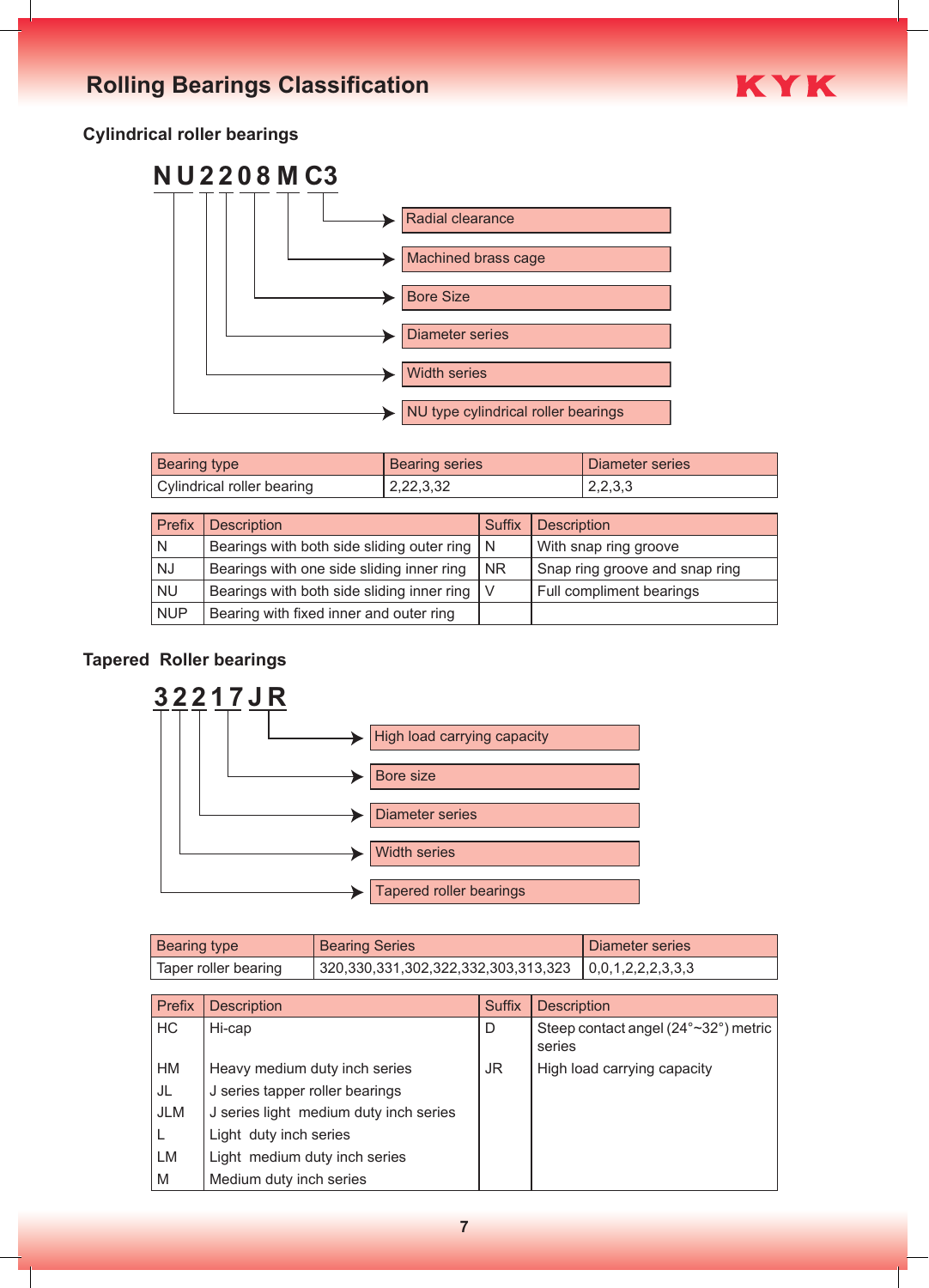# Rolling Bearings Classification

KYK

## Cylindrical roller bearings

**NU2208MC3**

- C3 → Radial clearance
- M → Machined brass cage
- 08 → Bore Size
- 2 → Diameter series
- 2 → Width series
- NU → NU type cylindrical roller bearings

| Bearing type | Bearing series | Diameter series |
|---|---|---|
| Cylindrical roller bearing | 2,22,3,32 | 2,2,3,3 |

| Prefix | Description | Suffix | Description |
|---|---|---|---|
| N | Bearings with both side sliding outer ring | N | With snap ring groove |
| NJ | Bearings with one side sliding inner ring | NR | Snap ring groove and snap ring |
| NU | Bearings with both side sliding inner ring | V | Full compliment bearings |
| NUP | Bearing with fixed inner and outer ring | | |

## Tapered Roller bearings

**32217JR**

- JR → High load carrying capacity
- 17 → Bore size
- 2 → Diameter series
- 2 → Width series
- 3 → Tapered roller bearings

| Bearing type | Bearing Series | Diameter series |
|---|---|---|
| Taper roller bearing | 320,330,331,302,322,332,303,313,323 | 0,0,1,2,2,2,3,3,3 |

| Prefix | Description | Suffix | Description |
|---|---|---|---|
| HC | Hi-cap | D | Steep contact angel (24°~32°) metric series |
| HM | Heavy medium duty inch series | JR | High load carrying capacity |
| JL | J series tapper roller bearings | | |
| JLM | J series light medium duty inch series | | |
| L | Light duty inch series | | |
| LM | Light medium duty inch series | | |
| M | Medium duty inch series | | |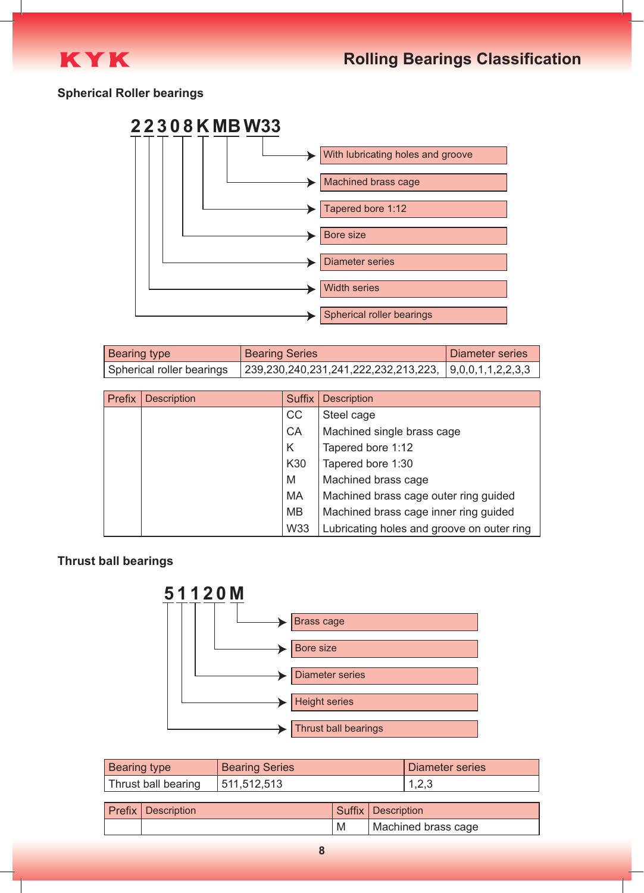## Spherical Roller bearings

**2 2 3 0 8 K MB W33**

- W33 → With lubricating holes and groove
- MB → Machined brass cage
- K → Tapered bore 1:12
- 08 → Bore size
- 3 → Diameter series
- 2 → Width series
- 2 → Spherical roller bearings

| Bearing type | Bearing Series | Diameter series |
|---|---|---|
| Spherical roller bearings | 239,230,240,231,241,222,232,213,223, | 9,0,0,1,1,2,2,3,3 |

| Prefix | Description | Suffix | Description |
|---|---|---|---|
| | | CC | Steel cage |
| | | CA | Machined single brass cage |
| | | K | Tapered bore 1:12 |
| | | K30 | Tapered bore 1:30 |
| | | M | Machined brass cage |
| | | MA | Machined brass cage outer ring guided |
| | | MB | Machined brass cage inner ring guided |
| | | W33 | Lubricating holes and groove on outer ring |

## Thrust ball bearings

**5 1 1 2 0 M**

- M → Brass cage
- 20 → Bore size
- 1 → Diameter series
- 1 → Height series
- 5 → Thrust ball bearings

| Bearing type | Bearing Series | Diameter series |
|---|---|---|
| Thrust ball bearing | 511,512,513 | 1,2,3 |

| Prefix | Description | Suffix | Description |
|---|---|---|---|
| | | M | Machined brass cage |